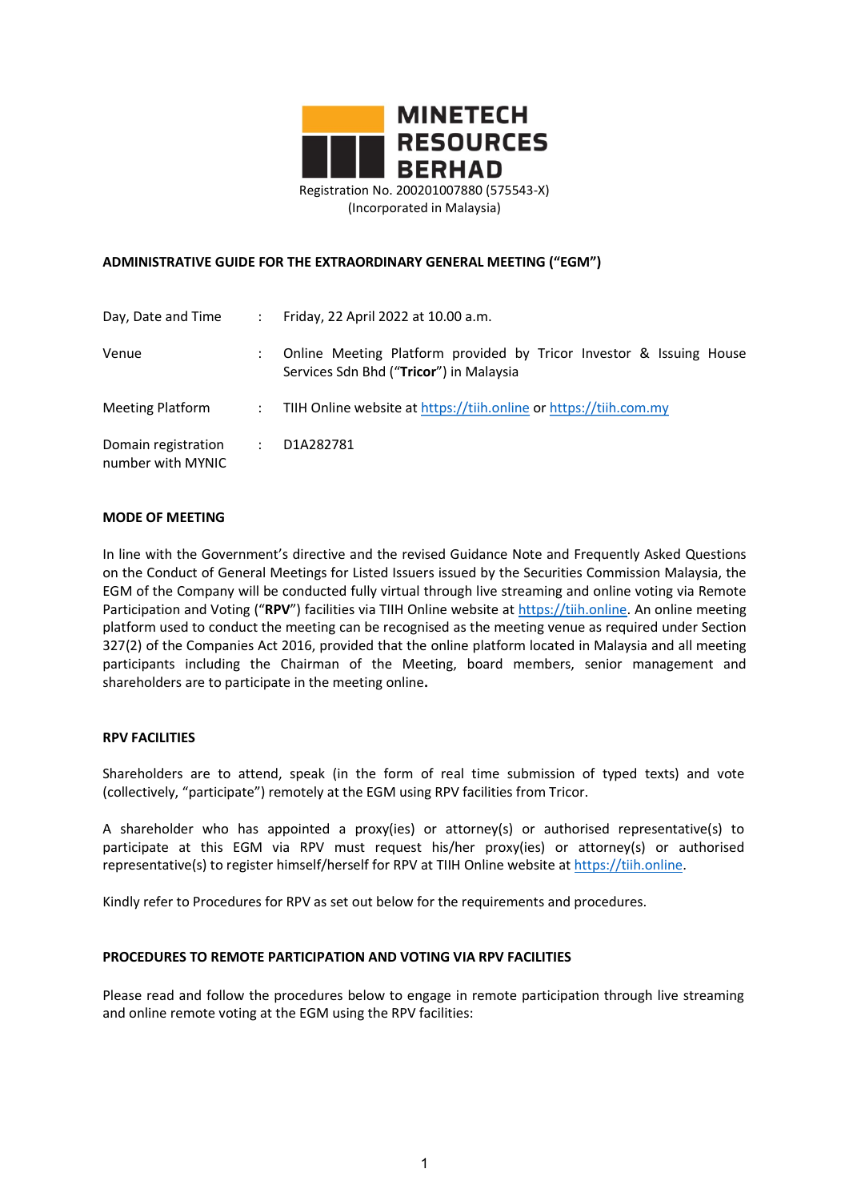# MINETECH RESOURCES BERHAD

Registration No. 200201007880 (575543-X)
(Incorporated in Malaysia)

## ADMINISTRATIVE GUIDE FOR THE EXTRAORDINARY GENERAL MEETING ("EGM")

| | | |
|---|---|---|
| Day, Date and Time | : | Friday, 22 April 2022 at 10.00 a.m. |
| Venue | : | Online Meeting Platform provided by Tricor Investor & Issuing House Services Sdn Bhd ("**Tricor**") in Malaysia |
| Meeting Platform | : | TIIH Online website at https://tiih.online or https://tiih.com.my |
| Domain registration number with MYNIC | : | D1A282781 |

### MODE OF MEETING

In line with the Government's directive and the revised Guidance Note and Frequently Asked Questions on the Conduct of General Meetings for Listed Issuers issued by the Securities Commission Malaysia, the EGM of the Company will be conducted fully virtual through live streaming and online voting via Remote Participation and Voting ("**RPV**") facilities via TIIH Online website at https://tiih.online. An online meeting platform used to conduct the meeting can be recognised as the meeting venue as required under Section 327(2) of the Companies Act 2016, provided that the online platform located in Malaysia and all meeting participants including the Chairman of the Meeting, board members, senior management and shareholders are to participate in the meeting online**.**

### RPV FACILITIES

Shareholders are to attend, speak (in the form of real time submission of typed texts) and vote (collectively, "participate") remotely at the EGM using RPV facilities from Tricor.

A shareholder who has appointed a proxy(ies) or attorney(s) or authorised representative(s) to participate at this EGM via RPV must request his/her proxy(ies) or attorney(s) or authorised representative(s) to register himself/herself for RPV at TIIH Online website at https://tiih.online.

Kindly refer to Procedures for RPV as set out below for the requirements and procedures.

### PROCEDURES TO REMOTE PARTICIPATION AND VOTING VIA RPV FACILITIES

Please read and follow the procedures below to engage in remote participation through live streaming and online remote voting at the EGM using the RPV facilities: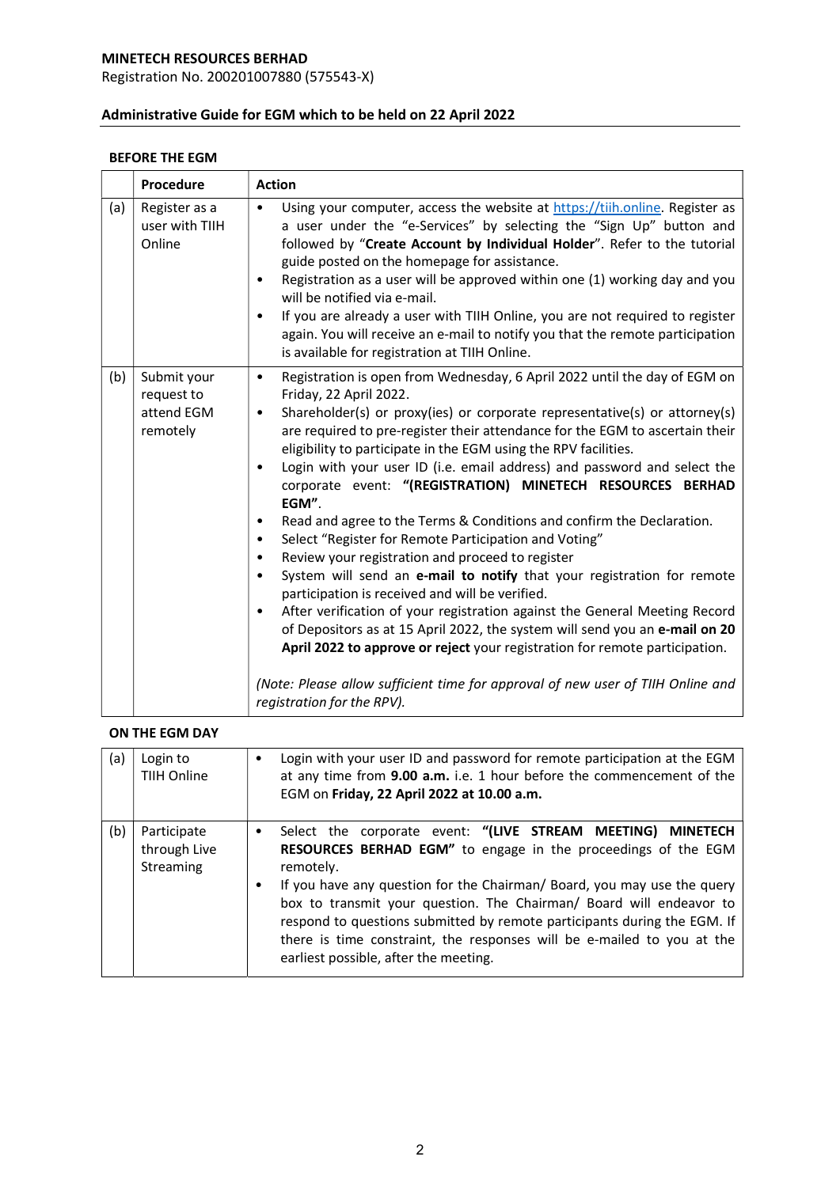**MINETECH RESOURCES BERHAD**
Registration No. 200201007880 (575543-X)

**Administrative Guide for EGM which to be held on 22 April 2022**

**BEFORE THE EGM**

| | Procedure | Action |
|---|---|---|
| (a) | Register as a user with TIIH Online | • Using your computer, access the website at https://tiih.online. Register as a user under the "e-Services" by selecting the "Sign Up" button and followed by "**Create Account by Individual Holder**". Refer to the tutorial guide posted on the homepage for assistance.<br>• Registration as a user will be approved within one (1) working day and you will be notified via e-mail.<br>• If you are already a user with TIIH Online, you are not required to register again. You will receive an e-mail to notify you that the remote participation is available for registration at TIIH Online. |
| (b) | Submit your request to attend EGM remotely | • Registration is open from Wednesday, 6 April 2022 until the day of EGM on Friday, 22 April 2022.<br>• Shareholder(s) or proxy(ies) or corporate representative(s) or attorney(s) are required to pre-register their attendance for the EGM to ascertain their eligibility to participate in the EGM using the RPV facilities.<br>• Login with your user ID (i.e. email address) and password and select the corporate event: **"(REGISTRATION) MINETECH RESOURCES BERHAD EGM"**.<br>• Read and agree to the Terms & Conditions and confirm the Declaration.<br>• Select "Register for Remote Participation and Voting"<br>• Review your registration and proceed to register<br>• System will send an **e-mail to notify** that your registration for remote participation is received and will be verified.<br>• After verification of your registration against the General Meeting Record of Depositors as at 15 April 2022, the system will send you an **e-mail on 20 April 2022 to approve or reject** your registration for remote participation.<br><br>*(Note: Please allow sufficient time for approval of new user of TIIH Online and registration for the RPV).* |

**ON THE EGM DAY**

| | Procedure | Action |
|---|---|---|
| (a) | Login to TIIH Online | • Login with your user ID and password for remote participation at the EGM at any time from **9.00 a.m.** i.e. 1 hour before the commencement of the EGM on **Friday, 22 April 2022 at 10.00 a.m.** |
| (b) | Participate through Live Streaming | • Select the corporate event: **"(LIVE STREAM MEETING) MINETECH RESOURCES BERHAD EGM"** to engage in the proceedings of the EGM remotely.<br>• If you have any question for the Chairman/ Board, you may use the query box to transmit your question. The Chairman/ Board will endeavor to respond to questions submitted by remote participants during the EGM. If there is time constraint, the responses will be e-mailed to you at the earliest possible, after the meeting. |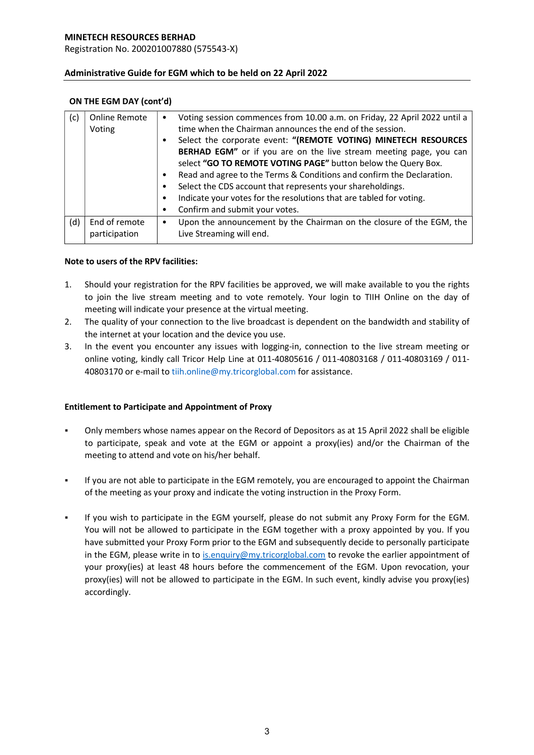**MINETECH RESOURCES BERHAD**
Registration No. 200201007880 (575543-X)

**Administrative Guide for EGM which to be held on 22 April 2022**

**ON THE EGM DAY (cont'd)**

| | | |
|---|---|---|
| (c) | Online Remote Voting | • Voting session commences from 10.00 a.m. on Friday, 22 April 2022 until a time when the Chairman announces the end of the session.<br>• Select the corporate event: **"(REMOTE VOTING) MINETECH RESOURCES BERHAD EGM"** or if you are on the live stream meeting page, you can select **"GO TO REMOTE VOTING PAGE"** button below the Query Box.<br>• Read and agree to the Terms & Conditions and confirm the Declaration.<br>• Select the CDS account that represents your shareholdings.<br>• Indicate your votes for the resolutions that are tabled for voting.<br>• Confirm and submit your votes. |
| (d) | End of remote participation | • Upon the announcement by the Chairman on the closure of the EGM, the Live Streaming will end. |

**Note to users of the RPV facilities:**

1. Should your registration for the RPV facilities be approved, we will make available to you the rights to join the live stream meeting and to vote remotely. Your login to TIIH Online on the day of meeting will indicate your presence at the virtual meeting.
2. The quality of your connection to the live broadcast is dependent on the bandwidth and stability of the internet at your location and the device you use.
3. In the event you encounter any issues with logging-in, connection to the live stream meeting or online voting, kindly call Tricor Help Line at 011-40805616 / 011-40803168 / 011-40803169 / 011-40803170 or e-mail to tiih.online@my.tricorglobal.com for assistance.

**Entitlement to Participate and Appointment of Proxy**

- Only members whose names appear on the Record of Depositors as at 15 April 2022 shall be eligible to participate, speak and vote at the EGM or appoint a proxy(ies) and/or the Chairman of the meeting to attend and vote on his/her behalf.

- If you are not able to participate in the EGM remotely, you are encouraged to appoint the Chairman of the meeting as your proxy and indicate the voting instruction in the Proxy Form.

- If you wish to participate in the EGM yourself, please do not submit any Proxy Form for the EGM. You will not be allowed to participate in the EGM together with a proxy appointed by you. If you have submitted your Proxy Form prior to the EGM and subsequently decide to personally participate in the EGM, please write in to is.enquiry@my.tricorglobal.com to revoke the earlier appointment of your proxy(ies) at least 48 hours before the commencement of the EGM. Upon revocation, your proxy(ies) will not be allowed to participate in the EGM. In such event, kindly advise you proxy(ies) accordingly.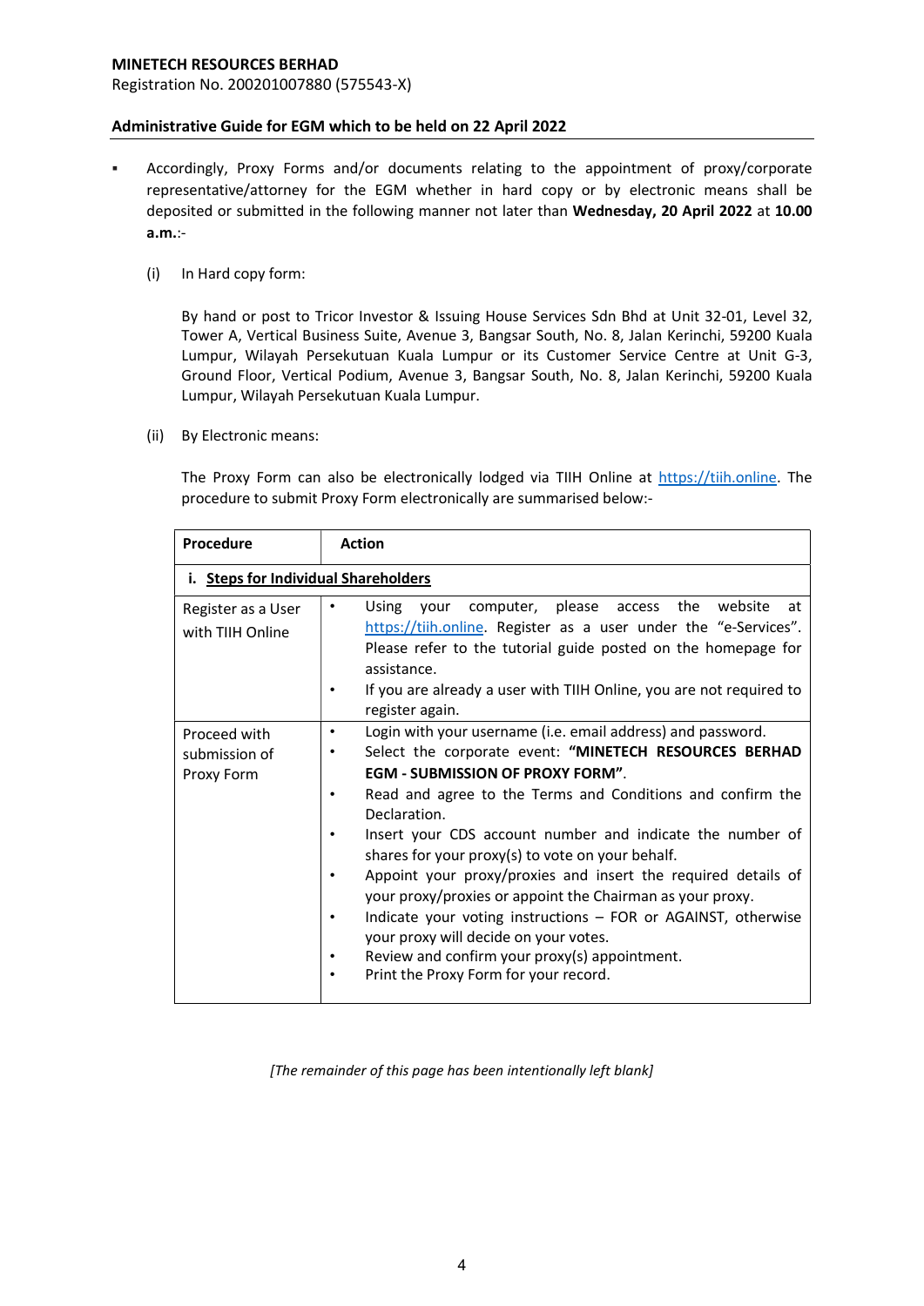**MINETECH RESOURCES BERHAD**
Registration No. 200201007880 (575543-X)

**Administrative Guide for EGM which to be held on 22 April 2022**

- Accordingly, Proxy Forms and/or documents relating to the appointment of proxy/corporate representative/attorney for the EGM whether in hard copy or by electronic means shall be deposited or submitted in the following manner not later than **Wednesday, 20 April 2022** at **10.00 a.m.**:-

  (i) In Hard copy form:

  By hand or post to Tricor Investor & Issuing House Services Sdn Bhd at Unit 32-01, Level 32, Tower A, Vertical Business Suite, Avenue 3, Bangsar South, No. 8, Jalan Kerinchi, 59200 Kuala Lumpur, Wilayah Persekutuan Kuala Lumpur or its Customer Service Centre at Unit G-3, Ground Floor, Vertical Podium, Avenue 3, Bangsar South, No. 8, Jalan Kerinchi, 59200 Kuala Lumpur, Wilayah Persekutuan Kuala Lumpur.

  (ii) By Electronic means:

  The Proxy Form can also be electronically lodged via TIIH Online at https://tiih.online. The procedure to submit Proxy Form electronically are summarised below:-

| Procedure | Action |
|---|---|
| **i. Steps for Individual Shareholders** | |
| Register as a User with TIIH Online | • Using your computer, please access the website at https://tiih.online. Register as a user under the "e-Services". Please refer to the tutorial guide posted on the homepage for assistance.<br>• If you are already a user with TIIH Online, you are not required to register again. |
| Proceed with submission of Proxy Form | • Login with your username (i.e. email address) and password.<br>• Select the corporate event: **"MINETECH RESOURCES BERHAD EGM - SUBMISSION OF PROXY FORM"**.<br>• Read and agree to the Terms and Conditions and confirm the Declaration.<br>• Insert your CDS account number and indicate the number of shares for your proxy(s) to vote on your behalf.<br>• Appoint your proxy/proxies and insert the required details of your proxy/proxies or appoint the Chairman as your proxy.<br>• Indicate your voting instructions – FOR or AGAINST, otherwise your proxy will decide on your votes.<br>• Review and confirm your proxy(s) appointment.<br>• Print the Proxy Form for your record. |

*[The remainder of this page has been intentionally left blank]*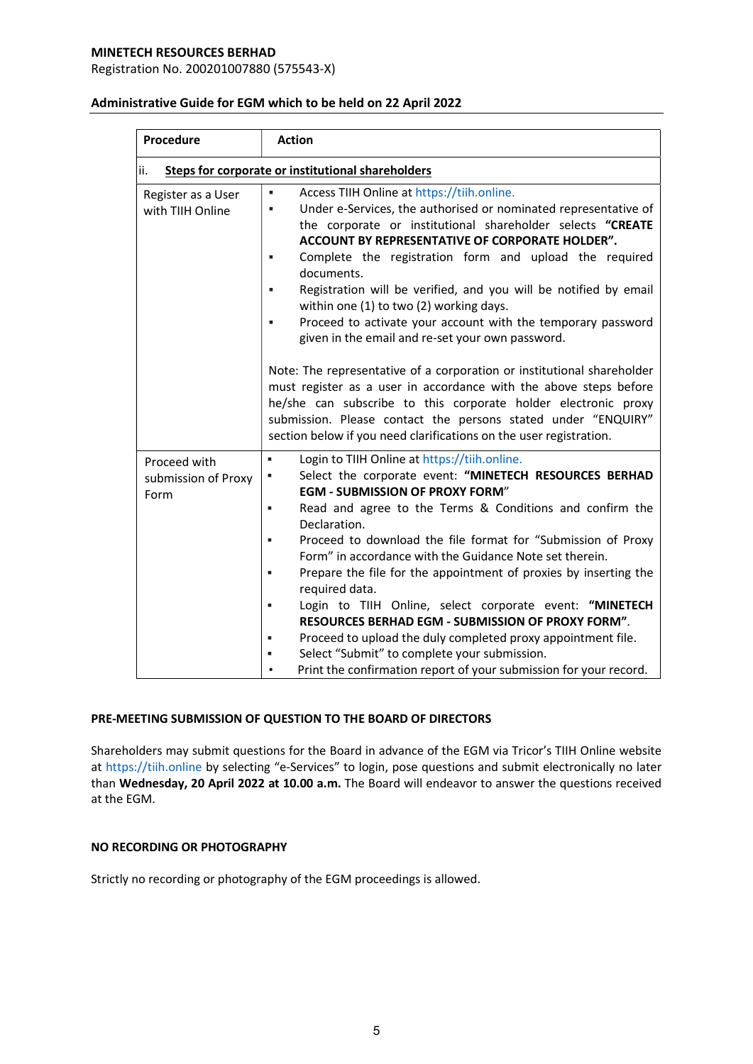**MINETECH RESOURCES BERHAD**
Registration No. 200201007880 (575543-X)

**Administrative Guide for EGM which to be held on 22 April 2022**

| **Procedure** | **Action** |
|---|---|
| ii. **Steps for corporate or institutional shareholders** | |
| Register as a User with TIIH Online | ▪ Access TIIH Online at https://tiih.online.<br>▪ Under e-Services, the authorised or nominated representative of the corporate or institutional shareholder selects **"CREATE ACCOUNT BY REPRESENTATIVE OF CORPORATE HOLDER".**<br>▪ Complete the registration form and upload the required documents.<br>▪ Registration will be verified, and you will be notified by email within one (1) to two (2) working days.<br>▪ Proceed to activate your account with the temporary password given in the email and re-set your own password.<br><br>Note: The representative of a corporation or institutional shareholder must register as a user in accordance with the above steps before he/she can subscribe to this corporate holder electronic proxy submission. Please contact the persons stated under "ENQUIRY" section below if you need clarifications on the user registration. |
| Proceed with submission of Proxy Form | ▪ Login to TIIH Online at https://tiih.online.<br>▪ Select the corporate event: **"MINETECH RESOURCES BERHAD EGM - SUBMISSION OF PROXY FORM**"<br>▪ Read and agree to the Terms & Conditions and confirm the Declaration.<br>▪ Proceed to download the file format for "Submission of Proxy Form" in accordance with the Guidance Note set therein.<br>▪ Prepare the file for the appointment of proxies by inserting the required data.<br>▪ Login to TIIH Online, select corporate event: **"MINETECH RESOURCES BERHAD EGM - SUBMISSION OF PROXY FORM"**.<br>▪ Proceed to upload the duly completed proxy appointment file.<br>▪ Select "Submit" to complete your submission.<br>• Print the confirmation report of your submission for your record. |

**PRE-MEETING SUBMISSION OF QUESTION TO THE BOARD OF DIRECTORS**

Shareholders may submit questions for the Board in advance of the EGM via Tricor's TIIH Online website at https://tiih.online by selecting "e-Services" to login, pose questions and submit electronically no later than **Wednesday, 20 April 2022 at 10.00 a.m.** The Board will endeavor to answer the questions received at the EGM.

**NO RECORDING OR PHOTOGRAPHY**

Strictly no recording or photography of the EGM proceedings is allowed.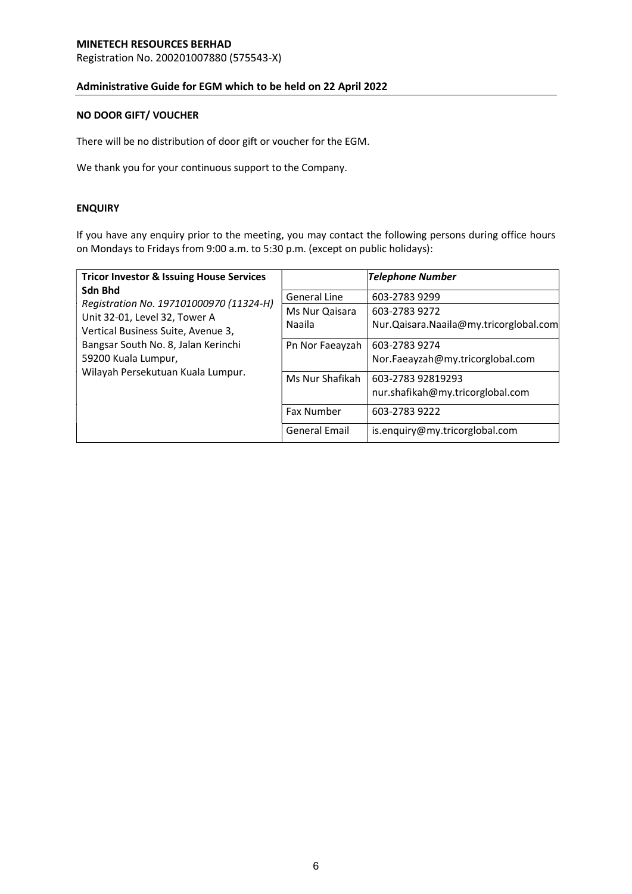**MINETECH RESOURCES BERHAD**
Registration No. 200201007880 (575543-X)

**Administrative Guide for EGM which to be held on 22 April 2022**

**NO DOOR GIFT/ VOUCHER**

There will be no distribution of door gift or voucher for the EGM.

We thank you for your continuous support to the Company.

**ENQUIRY**

If you have any enquiry prior to the meeting, you may contact the following persons during office hours on Mondays to Fridays from 9:00 a.m. to 5:30 p.m. (except on public holidays):

| **Tricor Investor & Issuing House Services Sdn Bhd** | | ***Telephone Number*** |
|---|---|---|
| *Registration No. 197101000970 (11324-H)* Unit 32-01, Level 32, Tower A Vertical Business Suite, Avenue 3, Bangsar South No. 8, Jalan Kerinchi 59200 Kuala Lumpur, Wilayah Persekutuan Kuala Lumpur. | General Line | 603-2783 9299 |
| | Ms Nur Qaisara Naaila | 603-2783 9272 Nur.Qaisara.Naaila@my.tricorglobal.com |
| | Pn Nor Faeayzah | 603-2783 9274 Nor.Faeayzah@my.tricorglobal.com |
| | Ms Nur Shafikah | 603-2783 92819293 nur.shafikah@my.tricorglobal.com |
| | Fax Number | 603-2783 9222 |
| | General Email | is.enquiry@my.tricorglobal.com |